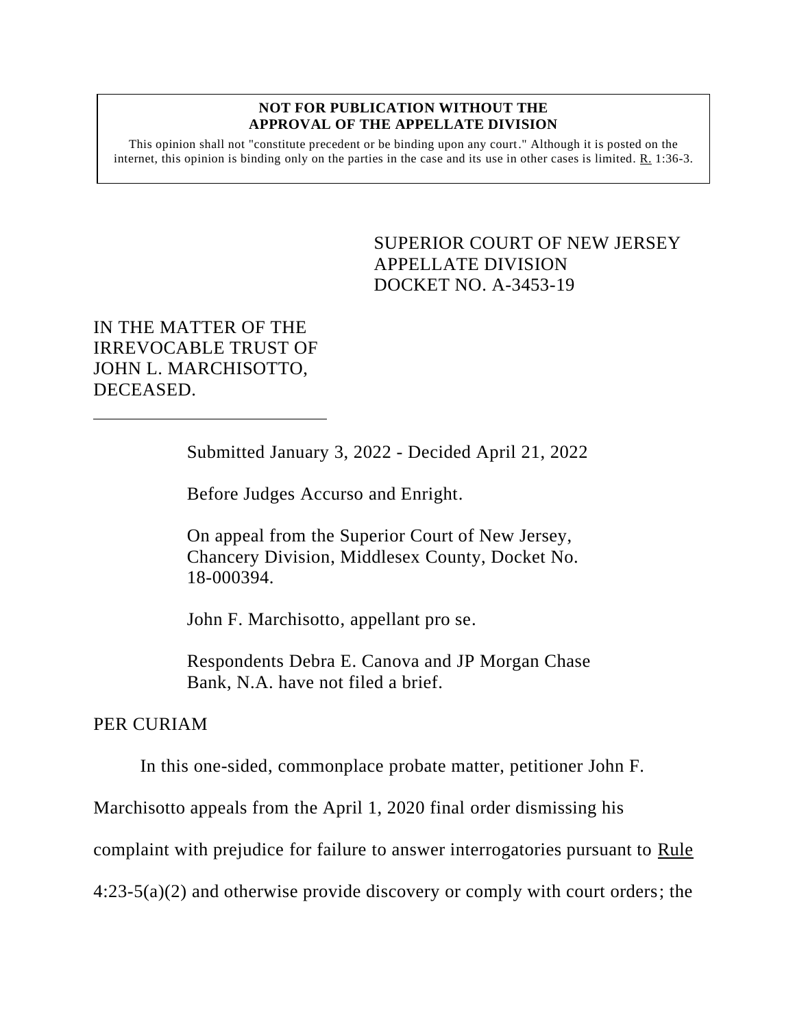**NOT FOR PUBLICATION WITHOUT THE APPROVAL OF THE APPELLATE DIVISION**

This opinion shall not "constitute precedent or be binding upon any court." Although it is posted on the internet, this opinion is binding only on the parties in the case and its use in other cases is limited. R. 1:36-3.

SUPERIOR COURT OF NEW JERSEY
APPELLATE DIVISION
DOCKET NO. A-3453-19

IN THE MATTER OF THE IRREVOCABLE TRUST OF JOHN L. MARCHISOTTO, DECEASED.

---

Submitted January 3, 2022 - Decided April 21, 2022

Before Judges Accurso and Enright.

On appeal from the Superior Court of New Jersey, Chancery Division, Middlesex County, Docket No. 18-000394.

John F. Marchisotto, appellant pro se.

Respondents Debra E. Canova and JP Morgan Chase Bank, N.A. have not filed a brief.

PER CURIAM

In this one-sided, commonplace probate matter, petitioner John F. Marchisotto appeals from the April 1, 2020 final order dismissing his complaint with prejudice for failure to answer interrogatories pursuant to Rule 4:23-5(a)(2) and otherwise provide discovery or comply with court orders; the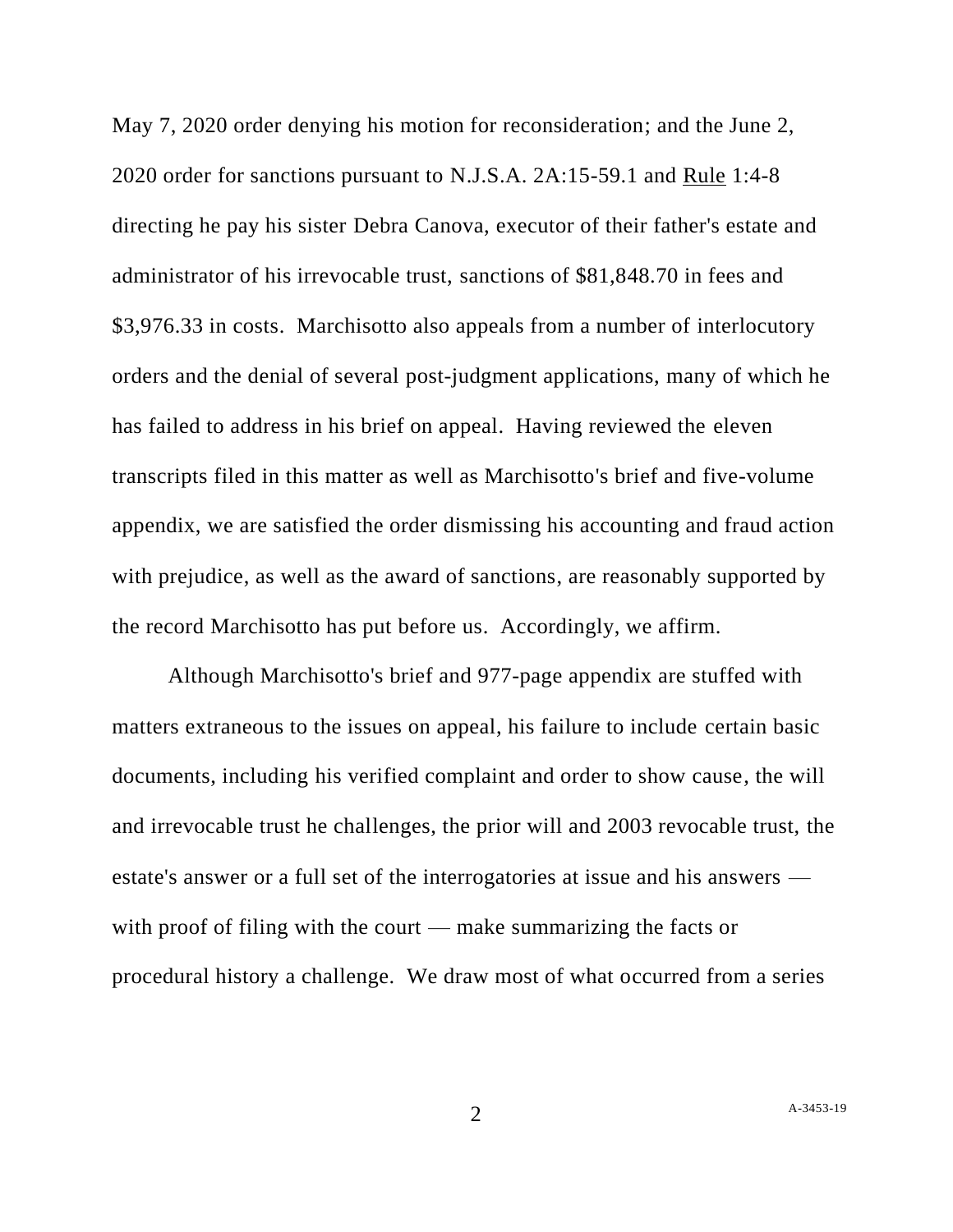May 7, 2020 order denying his motion for reconsideration; and the June 2, 2020 order for sanctions pursuant to N.J.S.A. 2A:15-59.1 and Rule 1:4-8 directing he pay his sister Debra Canova, executor of their father's estate and administrator of his irrevocable trust, sanctions of $81,848.70 in fees and $3,976.33 in costs. Marchisotto also appeals from a number of interlocutory orders and the denial of several post-judgment applications, many of which he has failed to address in his brief on appeal. Having reviewed the eleven transcripts filed in this matter as well as Marchisotto's brief and five-volume appendix, we are satisfied the order dismissing his accounting and fraud action with prejudice, as well as the award of sanctions, are reasonably supported by the record Marchisotto has put before us. Accordingly, we affirm.

Although Marchisotto's brief and 977-page appendix are stuffed with matters extraneous to the issues on appeal, his failure to include certain basic documents, including his verified complaint and order to show cause, the will and irrevocable trust he challenges, the prior will and 2003 revocable trust, the estate's answer or a full set of the interrogatories at issue and his answers — with proof of filing with the court — make summarizing the facts or procedural history a challenge. We draw most of what occurred from a series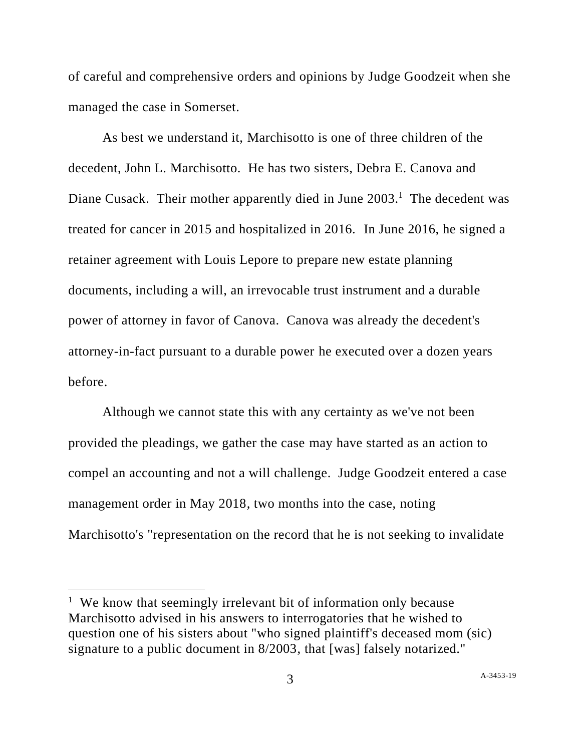of careful and comprehensive orders and opinions by Judge Goodzeit when she managed the case in Somerset.

As best we understand it, Marchisotto is one of three children of the decedent, John L. Marchisotto. He has two sisters, Debra E. Canova and Diane Cusack. Their mother apparently died in June 2003.[1] The decedent was treated for cancer in 2015 and hospitalized in 2016. In June 2016, he signed a retainer agreement with Louis Lepore to prepare new estate planning documents, including a will, an irrevocable trust instrument and a durable power of attorney in favor of Canova. Canova was already the decedent's attorney-in-fact pursuant to a durable power he executed over a dozen years before.

Although we cannot state this with any certainty as we've not been provided the pleadings, we gather the case may have started as an action to compel an accounting and not a will challenge. Judge Goodzeit entered a case management order in May 2018, two months into the case, noting Marchisotto's "representation on the record that he is not seeking to invalidate

---

[1] We know that seemingly irrelevant bit of information only because Marchisotto advised in his answers to interrogatories that he wished to question one of his sisters about "who signed plaintiff's deceased mom (sic) signature to a public document in 8/2003, that [was] falsely notarized."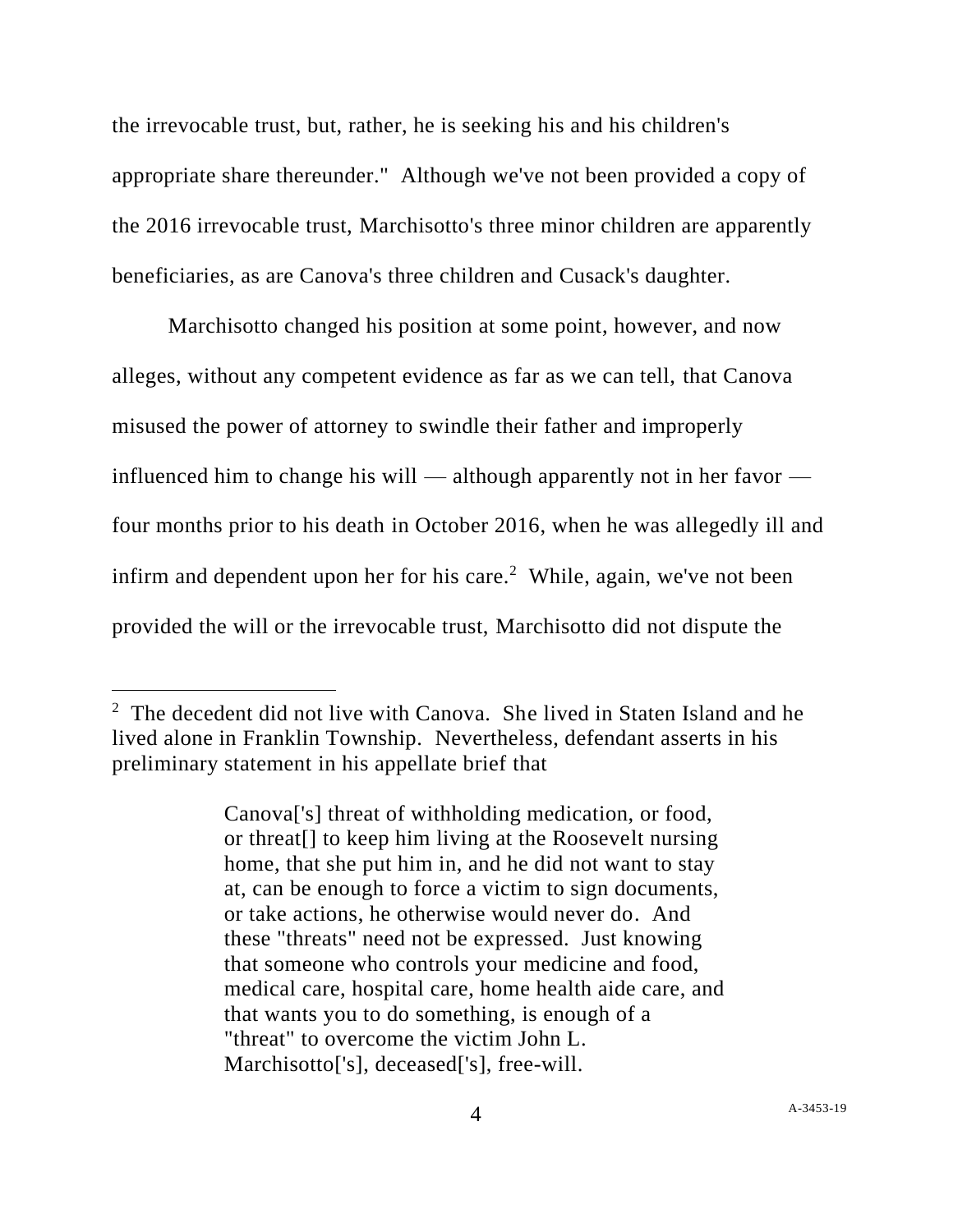the irrevocable trust, but, rather, he is seeking his and his children's appropriate share thereunder." Although we've not been provided a copy of the 2016 irrevocable trust, Marchisotto's three minor children are apparently beneficiaries, as are Canova's three children and Cusack's daughter.

Marchisotto changed his position at some point, however, and now alleges, without any competent evidence as far as we can tell, that Canova misused the power of attorney to swindle their father and improperly influenced him to change his will — although apparently not in her favor — four months prior to his death in October 2016, when he was allegedly ill and infirm and dependent upon her for his care.[2] While, again, we've not been provided the will or the irrevocable trust, Marchisotto did not dispute the

---

[2] The decedent did not live with Canova. She lived in Staten Island and he lived alone in Franklin Township. Nevertheless, defendant asserts in his preliminary statement in his appellate brief that

> Canova['s] threat of withholding medication, or food, or threat[] to keep him living at the Roosevelt nursing home, that she put him in, and he did not want to stay at, can be enough to force a victim to sign documents, or take actions, he otherwise would never do. And these "threats" need not be expressed. Just knowing that someone who controls your medicine and food, medical care, hospital care, home health aide care, and that wants you to do something, is enough of a "threat" to overcome the victim John L. Marchisotto['s], deceased['s], free-will.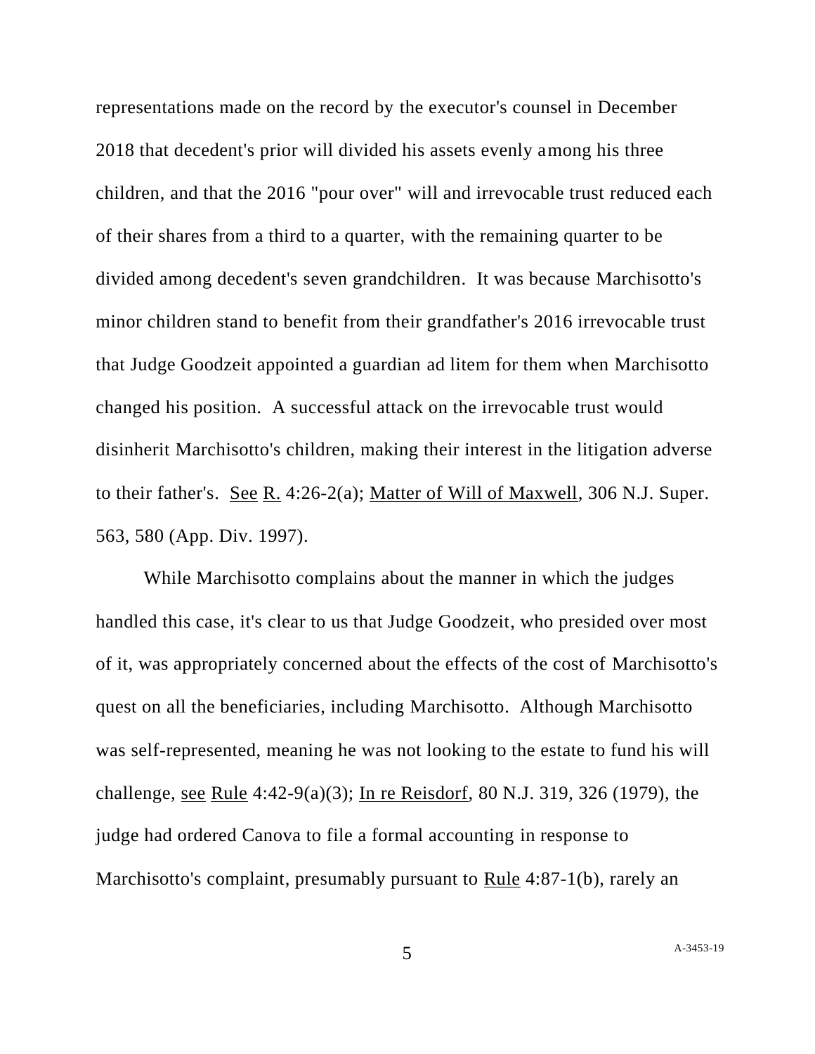representations made on the record by the executor's counsel in December 2018 that decedent's prior will divided his assets evenly among his three children, and that the 2016 "pour over" will and irrevocable trust reduced each of their shares from a third to a quarter, with the remaining quarter to be divided among decedent's seven grandchildren. It was because Marchisotto's minor children stand to benefit from their grandfather's 2016 irrevocable trust that Judge Goodzeit appointed a guardian ad litem for them when Marchisotto changed his position. A successful attack on the irrevocable trust would disinherit Marchisotto's children, making their interest in the litigation adverse to their father's. See R. 4:26-2(a); Matter of Will of Maxwell, 306 N.J. Super. 563, 580 (App. Div. 1997).

While Marchisotto complains about the manner in which the judges handled this case, it's clear to us that Judge Goodzeit, who presided over most of it, was appropriately concerned about the effects of the cost of Marchisotto's quest on all the beneficiaries, including Marchisotto. Although Marchisotto was self-represented, meaning he was not looking to the estate to fund his will challenge, see Rule 4:42-9(a)(3); In re Reisdorf, 80 N.J. 319, 326 (1979), the judge had ordered Canova to file a formal accounting in response to Marchisotto's complaint, presumably pursuant to Rule 4:87-1(b), rarely an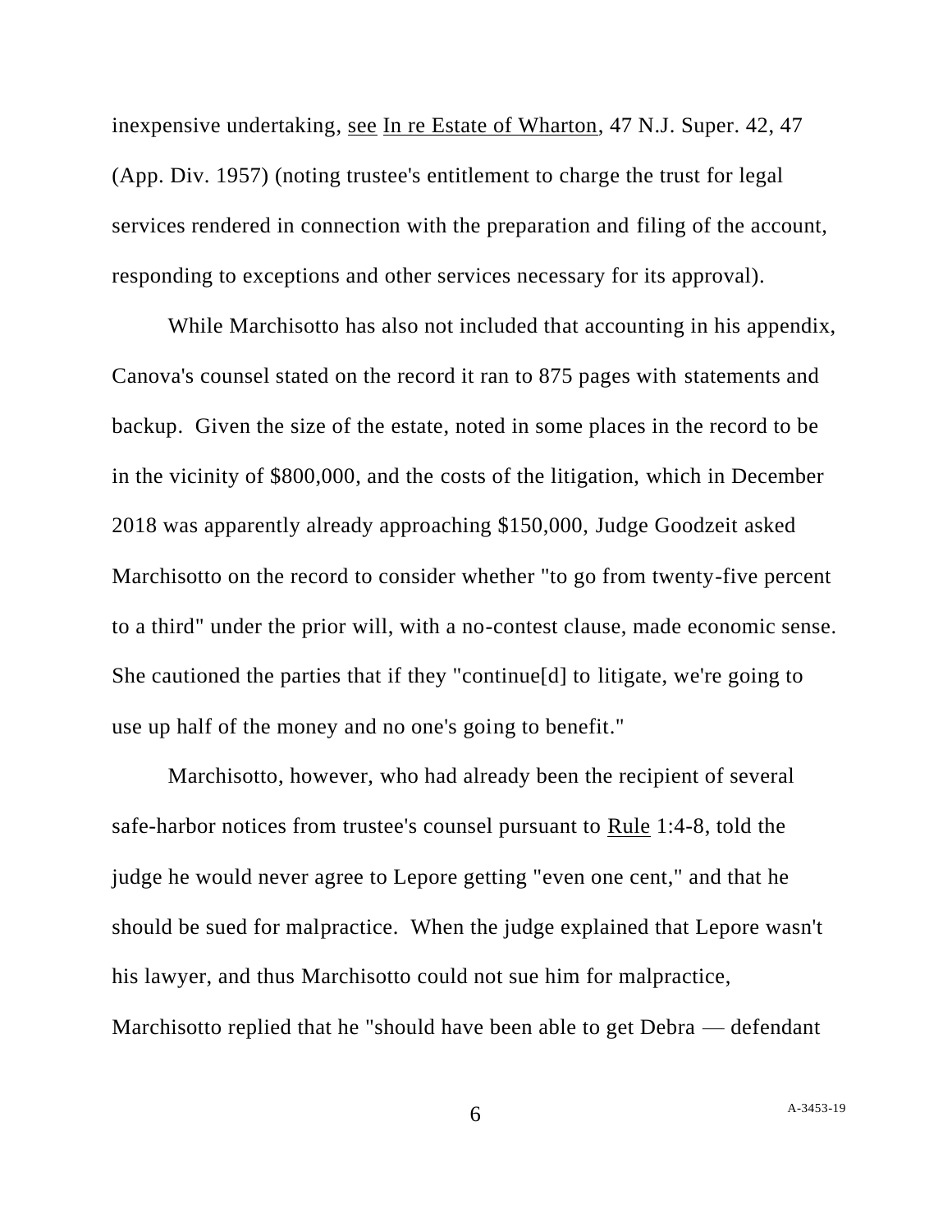inexpensive undertaking, see In re Estate of Wharton, 47 N.J. Super. 42, 47 (App. Div. 1957) (noting trustee's entitlement to charge the trust for legal services rendered in connection with the preparation and filing of the account, responding to exceptions and other services necessary for its approval).

While Marchisotto has also not included that accounting in his appendix, Canova's counsel stated on the record it ran to 875 pages with statements and backup. Given the size of the estate, noted in some places in the record to be in the vicinity of $800,000, and the costs of the litigation, which in December 2018 was apparently already approaching $150,000, Judge Goodzeit asked Marchisotto on the record to consider whether "to go from twenty-five percent to a third" under the prior will, with a no-contest clause, made economic sense. She cautioned the parties that if they "continue[d] to litigate, we're going to use up half of the money and no one's going to benefit."

Marchisotto, however, who had already been the recipient of several safe-harbor notices from trustee's counsel pursuant to Rule 1:4-8, told the judge he would never agree to Lepore getting "even one cent," and that he should be sued for malpractice. When the judge explained that Lepore wasn't his lawyer, and thus Marchisotto could not sue him for malpractice, Marchisotto replied that he "should have been able to get Debra — defendant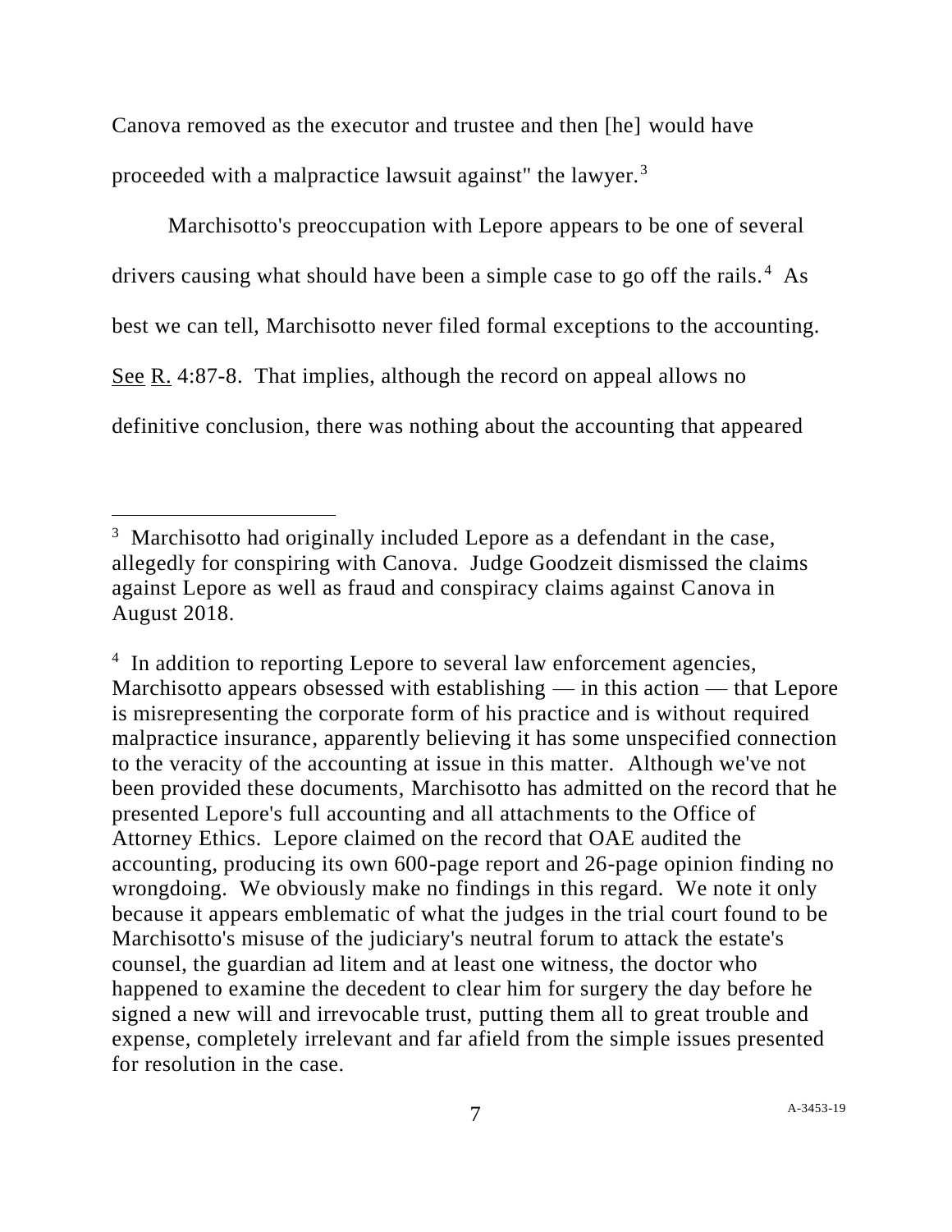Canova removed as the executor and trustee and then [he] would have proceeded with a malpractice lawsuit against" the lawyer.[3]

Marchisotto's preoccupation with Lepore appears to be one of several drivers causing what should have been a simple case to go off the rails.[4] As best we can tell, Marchisotto never filed formal exceptions to the accounting. See R. 4:87-8. That implies, although the record on appeal allows no definitive conclusion, there was nothing about the accounting that appeared

---

[3] Marchisotto had originally included Lepore as a defendant in the case, allegedly for conspiring with Canova. Judge Goodzeit dismissed the claims against Lepore as well as fraud and conspiracy claims against Canova in August 2018.

[4] In addition to reporting Lepore to several law enforcement agencies, Marchisotto appears obsessed with establishing — in this action — that Lepore is misrepresenting the corporate form of his practice and is without required malpractice insurance, apparently believing it has some unspecified connection to the veracity of the accounting at issue in this matter. Although we've not been provided these documents, Marchisotto has admitted on the record that he presented Lepore's full accounting and all attachments to the Office of Attorney Ethics. Lepore claimed on the record that OAE audited the accounting, producing its own 600-page report and 26-page opinion finding no wrongdoing. We obviously make no findings in this regard. We note it only because it appears emblematic of what the judges in the trial court found to be Marchisotto's misuse of the judiciary's neutral forum to attack the estate's counsel, the guardian ad litem and at least one witness, the doctor who happened to examine the decedent to clear him for surgery the day before he signed a new will and irrevocable trust, putting them all to great trouble and expense, completely irrelevant and far afield from the simple issues presented for resolution in the case.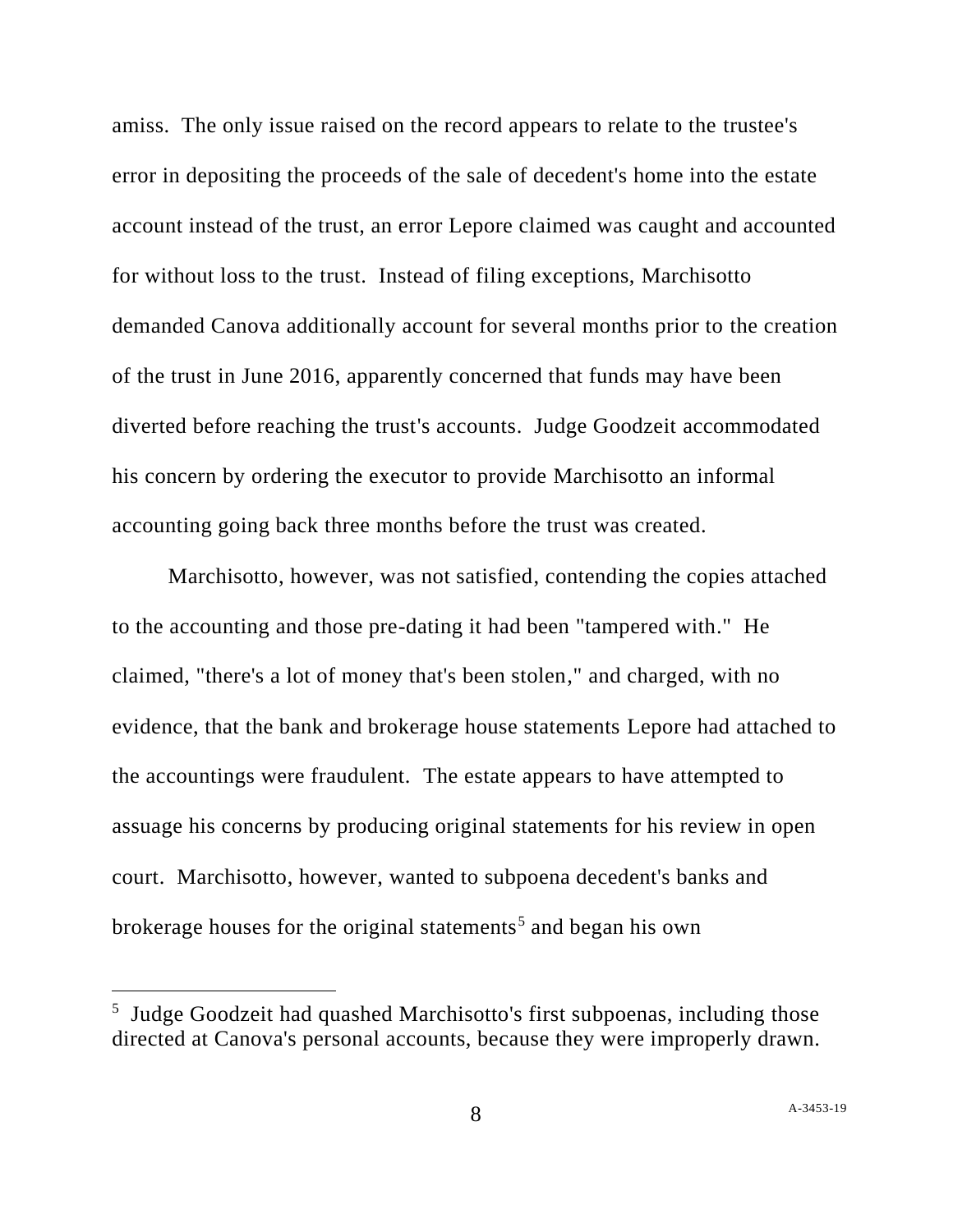amiss. The only issue raised on the record appears to relate to the trustee's error in depositing the proceeds of the sale of decedent's home into the estate account instead of the trust, an error Lepore claimed was caught and accounted for without loss to the trust. Instead of filing exceptions, Marchisotto demanded Canova additionally account for several months prior to the creation of the trust in June 2016, apparently concerned that funds may have been diverted before reaching the trust's accounts. Judge Goodzeit accommodated his concern by ordering the executor to provide Marchisotto an informal accounting going back three months before the trust was created.

Marchisotto, however, was not satisfied, contending the copies attached to the accounting and those pre-dating it had been "tampered with." He claimed, "there's a lot of money that's been stolen," and charged, with no evidence, that the bank and brokerage house statements Lepore had attached to the accountings were fraudulent. The estate appears to have attempted to assuage his concerns by producing original statements for his review in open court. Marchisotto, however, wanted to subpoena decedent's banks and brokerage houses for the original statements[5] and began his own

[5] Judge Goodzeit had quashed Marchisotto's first subpoenas, including those directed at Canova's personal accounts, because they were improperly drawn.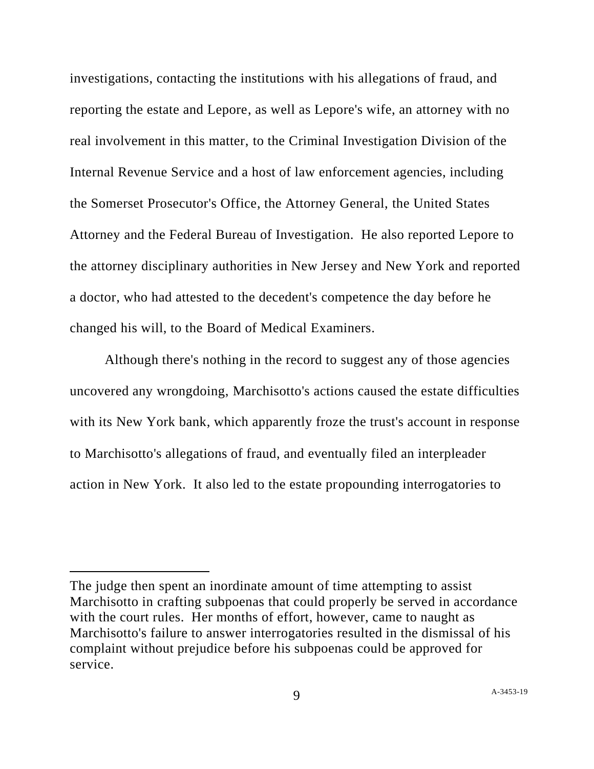investigations, contacting the institutions with his allegations of fraud, and reporting the estate and Lepore, as well as Lepore's wife, an attorney with no real involvement in this matter, to the Criminal Investigation Division of the Internal Revenue Service and a host of law enforcement agencies, including the Somerset Prosecutor's Office, the Attorney General, the United States Attorney and the Federal Bureau of Investigation. He also reported Lepore to the attorney disciplinary authorities in New Jersey and New York and reported a doctor, who had attested to the decedent's competence the day before he changed his will, to the Board of Medical Examiners.

Although there's nothing in the record to suggest any of those agencies uncovered any wrongdoing, Marchisotto's actions caused the estate difficulties with its New York bank, which apparently froze the trust's account in response to Marchisotto's allegations of fraud, and eventually filed an interpleader action in New York. It also led to the estate propounding interrogatories to

---

The judge then spent an inordinate amount of time attempting to assist Marchisotto in crafting subpoenas that could properly be served in accordance with the court rules. Her months of effort, however, came to naught as Marchisotto's failure to answer interrogatories resulted in the dismissal of his complaint without prejudice before his subpoenas could be approved for service.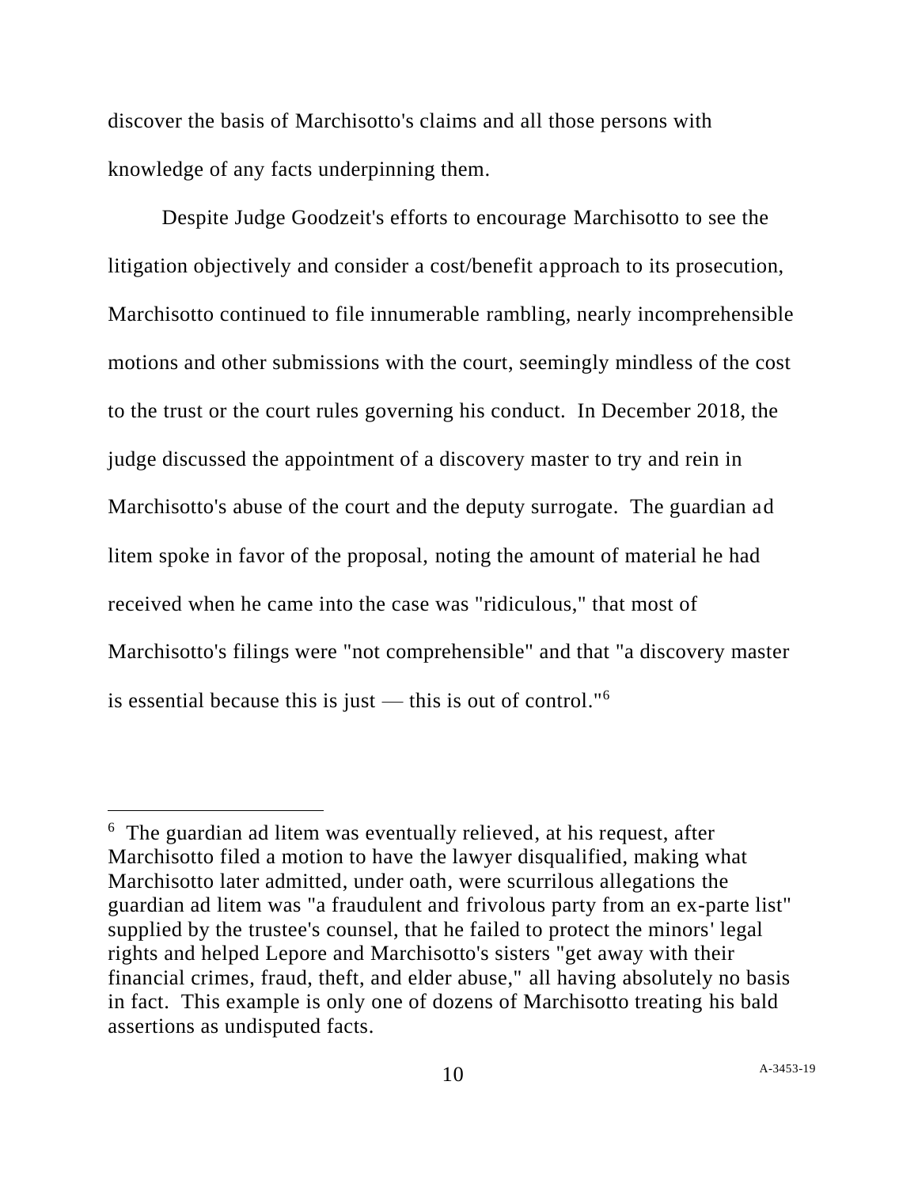discover the basis of Marchisotto's claims and all those persons with knowledge of any facts underpinning them.

Despite Judge Goodzeit's efforts to encourage Marchisotto to see the litigation objectively and consider a cost/benefit approach to its prosecution, Marchisotto continued to file innumerable rambling, nearly incomprehensible motions and other submissions with the court, seemingly mindless of the cost to the trust or the court rules governing his conduct. In December 2018, the judge discussed the appointment of a discovery master to try and rein in Marchisotto's abuse of the court and the deputy surrogate. The guardian ad litem spoke in favor of the proposal, noting the amount of material he had received when he came into the case was "ridiculous," that most of Marchisotto's filings were "not comprehensible" and that "a discovery master is essential because this is just — this is out of control."[6]

---

[6] The guardian ad litem was eventually relieved, at his request, after Marchisotto filed a motion to have the lawyer disqualified, making what Marchisotto later admitted, under oath, were scurrilous allegations the guardian ad litem was "a fraudulent and frivolous party from an ex-parte list" supplied by the trustee's counsel, that he failed to protect the minors' legal rights and helped Lepore and Marchisotto's sisters "get away with their financial crimes, fraud, theft, and elder abuse," all having absolutely no basis in fact. This example is only one of dozens of Marchisotto treating his bald assertions as undisputed facts.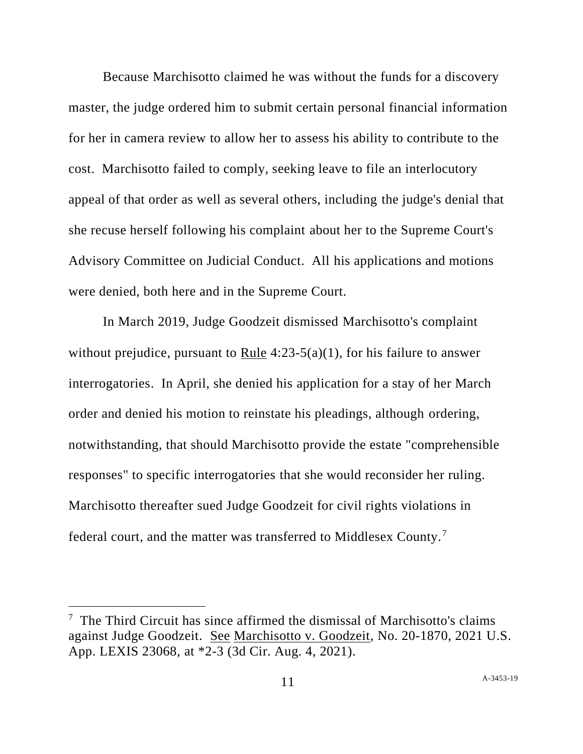Because Marchisotto claimed he was without the funds for a discovery master, the judge ordered him to submit certain personal financial information for her in camera review to allow her to assess his ability to contribute to the cost. Marchisotto failed to comply, seeking leave to file an interlocutory appeal of that order as well as several others, including the judge's denial that she recuse herself following his complaint about her to the Supreme Court's Advisory Committee on Judicial Conduct. All his applications and motions were denied, both here and in the Supreme Court.

In March 2019, Judge Goodzeit dismissed Marchisotto's complaint without prejudice, pursuant to Rule 4:23-5(a)(1), for his failure to answer interrogatories. In April, she denied his application for a stay of her March order and denied his motion to reinstate his pleadings, although ordering, notwithstanding, that should Marchisotto provide the estate "comprehensible responses" to specific interrogatories that she would reconsider her ruling. Marchisotto thereafter sued Judge Goodzeit for civil rights violations in federal court, and the matter was transferred to Middlesex County.[7]

---

[7] The Third Circuit has since affirmed the dismissal of Marchisotto's claims against Judge Goodzeit. See Marchisotto v. Goodzeit, No. 20-1870, 2021 U.S. App. LEXIS 23068, at *2-3 (3d Cir. Aug. 4, 2021).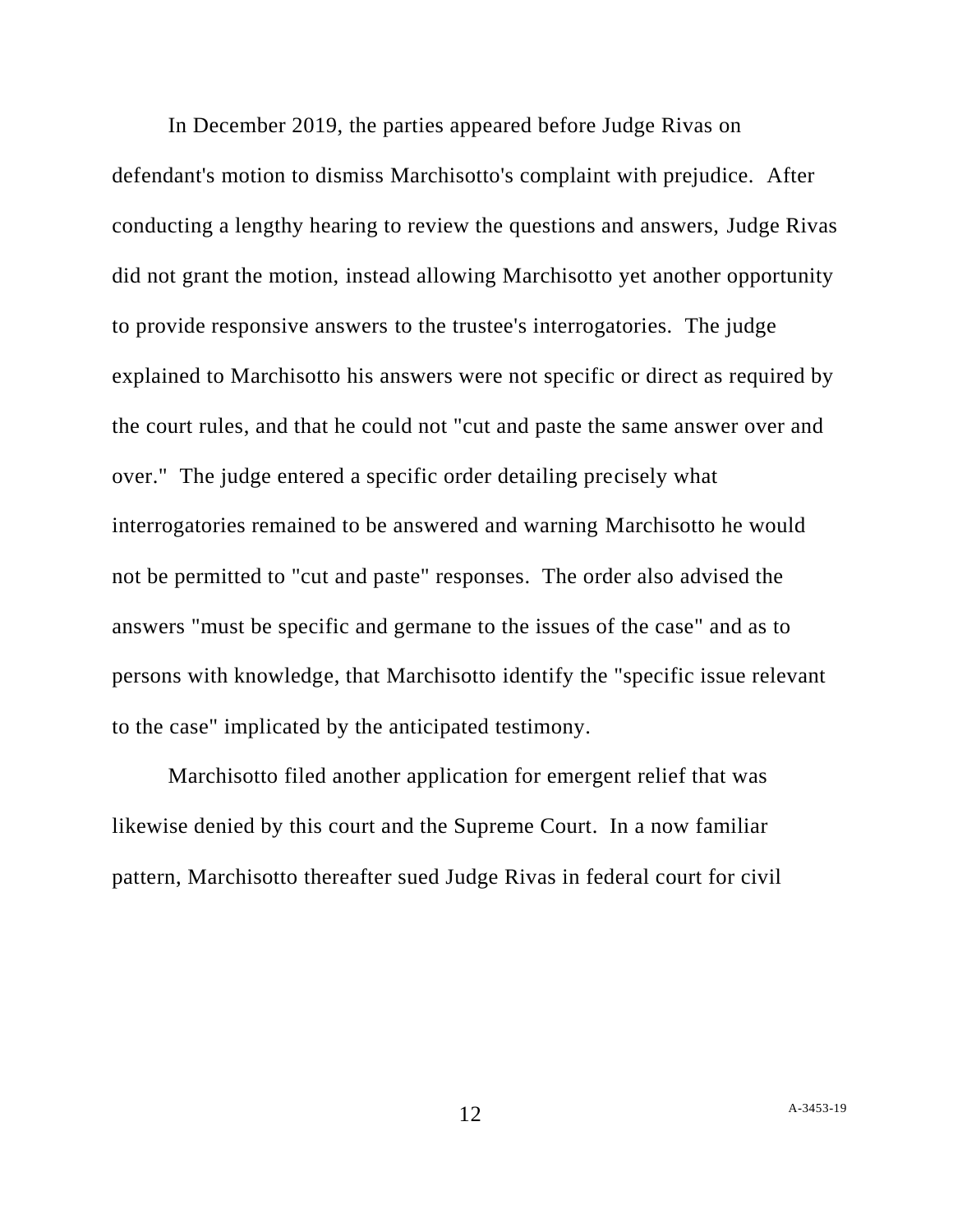In December 2019, the parties appeared before Judge Rivas on defendant's motion to dismiss Marchisotto's complaint with prejudice. After conducting a lengthy hearing to review the questions and answers, Judge Rivas did not grant the motion, instead allowing Marchisotto yet another opportunity to provide responsive answers to the trustee's interrogatories. The judge explained to Marchisotto his answers were not specific or direct as required by the court rules, and that he could not "cut and paste the same answer over and over." The judge entered a specific order detailing precisely what interrogatories remained to be answered and warning Marchisotto he would not be permitted to "cut and paste" responses. The order also advised the answers "must be specific and germane to the issues of the case" and as to persons with knowledge, that Marchisotto identify the "specific issue relevant to the case" implicated by the anticipated testimony.

Marchisotto filed another application for emergent relief that was likewise denied by this court and the Supreme Court. In a now familiar pattern, Marchisotto thereafter sued Judge Rivas in federal court for civil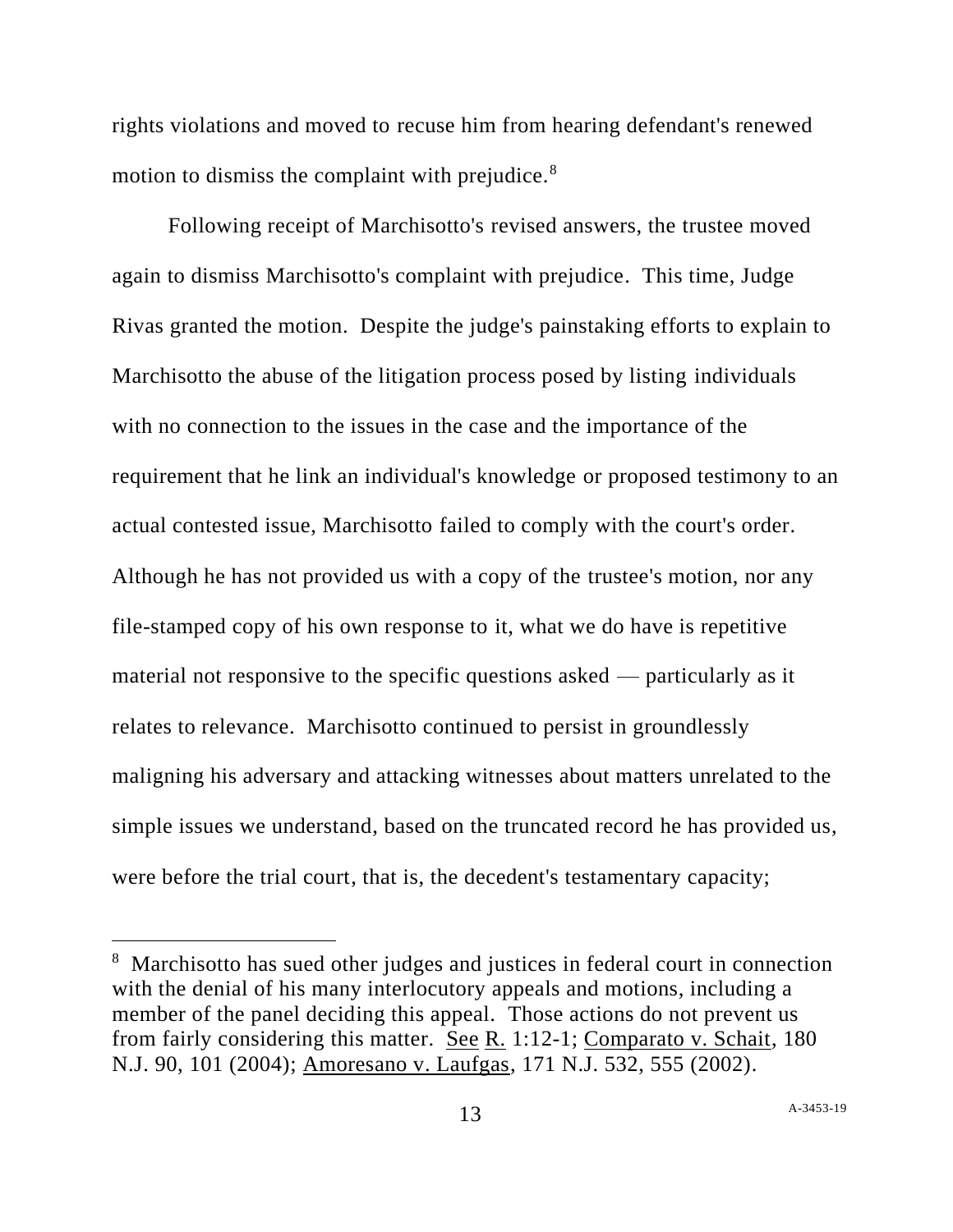rights violations and moved to recuse him from hearing defendant's renewed motion to dismiss the complaint with prejudice.[8]

Following receipt of Marchisotto's revised answers, the trustee moved again to dismiss Marchisotto's complaint with prejudice. This time, Judge Rivas granted the motion. Despite the judge's painstaking efforts to explain to Marchisotto the abuse of the litigation process posed by listing individuals with no connection to the issues in the case and the importance of the requirement that he link an individual's knowledge or proposed testimony to an actual contested issue, Marchisotto failed to comply with the court's order. Although he has not provided us with a copy of the trustee's motion, nor any file-stamped copy of his own response to it, what we do have is repetitive material not responsive to the specific questions asked — particularly as it relates to relevance. Marchisotto continued to persist in groundlessly maligning his adversary and attacking witnesses about matters unrelated to the simple issues we understand, based on the truncated record he has provided us, were before the trial court, that is, the decedent's testamentary capacity;

---

[8] Marchisotto has sued other judges and justices in federal court in connection with the denial of his many interlocutory appeals and motions, including a member of the panel deciding this appeal. Those actions do not prevent us from fairly considering this matter. See R. 1:12-1; Comparato v. Schait, 180 N.J. 90, 101 (2004); Amoresano v. Laufgas, 171 N.J. 532, 555 (2002).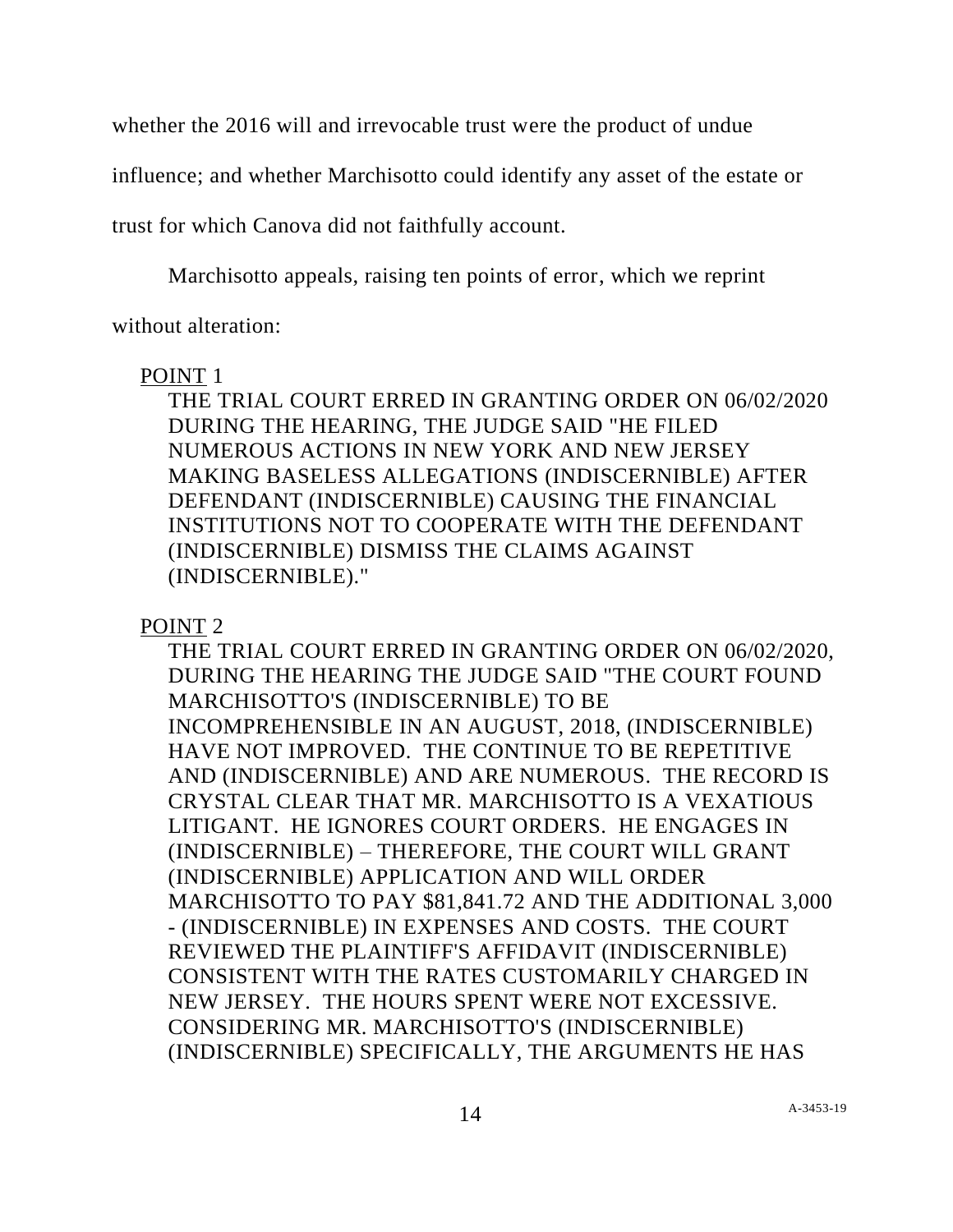whether the 2016 will and irrevocable trust were the product of undue influence; and whether Marchisotto could identify any asset of the estate or trust for which Canova did not faithfully account.

Marchisotto appeals, raising ten points of error, which we reprint without alteration:

<u>POINT</u> 1

THE TRIAL COURT ERRED IN GRANTING ORDER ON 06/02/2020 DURING THE HEARING, THE JUDGE SAID "HE FILED NUMEROUS ACTIONS IN NEW YORK AND NEW JERSEY MAKING BASELESS ALLEGATIONS (INDISCERNIBLE) AFTER DEFENDANT (INDISCERNIBLE) CAUSING THE FINANCIAL INSTITUTIONS NOT TO COOPERATE WITH THE DEFENDANT (INDISCERNIBLE) DISMISS THE CLAIMS AGAINST (INDISCERNIBLE)."

<u>POINT</u> 2

THE TRIAL COURT ERRED IN GRANTING ORDER ON 06/02/2020, DURING THE HEARING THE JUDGE SAID "THE COURT FOUND MARCHISOTTO'S (INDISCERNIBLE) TO BE INCOMPREHENSIBLE IN AN AUGUST, 2018, (INDISCERNIBLE) HAVE NOT IMPROVED. THE CONTINUE TO BE REPETITIVE AND (INDISCERNIBLE) AND ARE NUMEROUS. THE RECORD IS CRYSTAL CLEAR THAT MR. MARCHISOTTO IS A VEXATIOUS LITIGANT. HE IGNORES COURT ORDERS. HE ENGAGES IN (INDISCERNIBLE) – THEREFORE, THE COURT WILL GRANT (INDISCERNIBLE) APPLICATION AND WILL ORDER MARCHISOTTO TO PAY $81,841.72 AND THE ADDITIONAL 3,000 - (INDISCERNIBLE) IN EXPENSES AND COSTS. THE COURT REVIEWED THE PLAINTIFF'S AFFIDAVIT (INDISCERNIBLE) CONSISTENT WITH THE RATES CUSTOMARILY CHARGED IN NEW JERSEY. THE HOURS SPENT WERE NOT EXCESSIVE. CONSIDERING MR. MARCHISOTTO'S (INDISCERNIBLE) (INDISCERNIBLE) SPECIFICALLY, THE ARGUMENTS HE HAS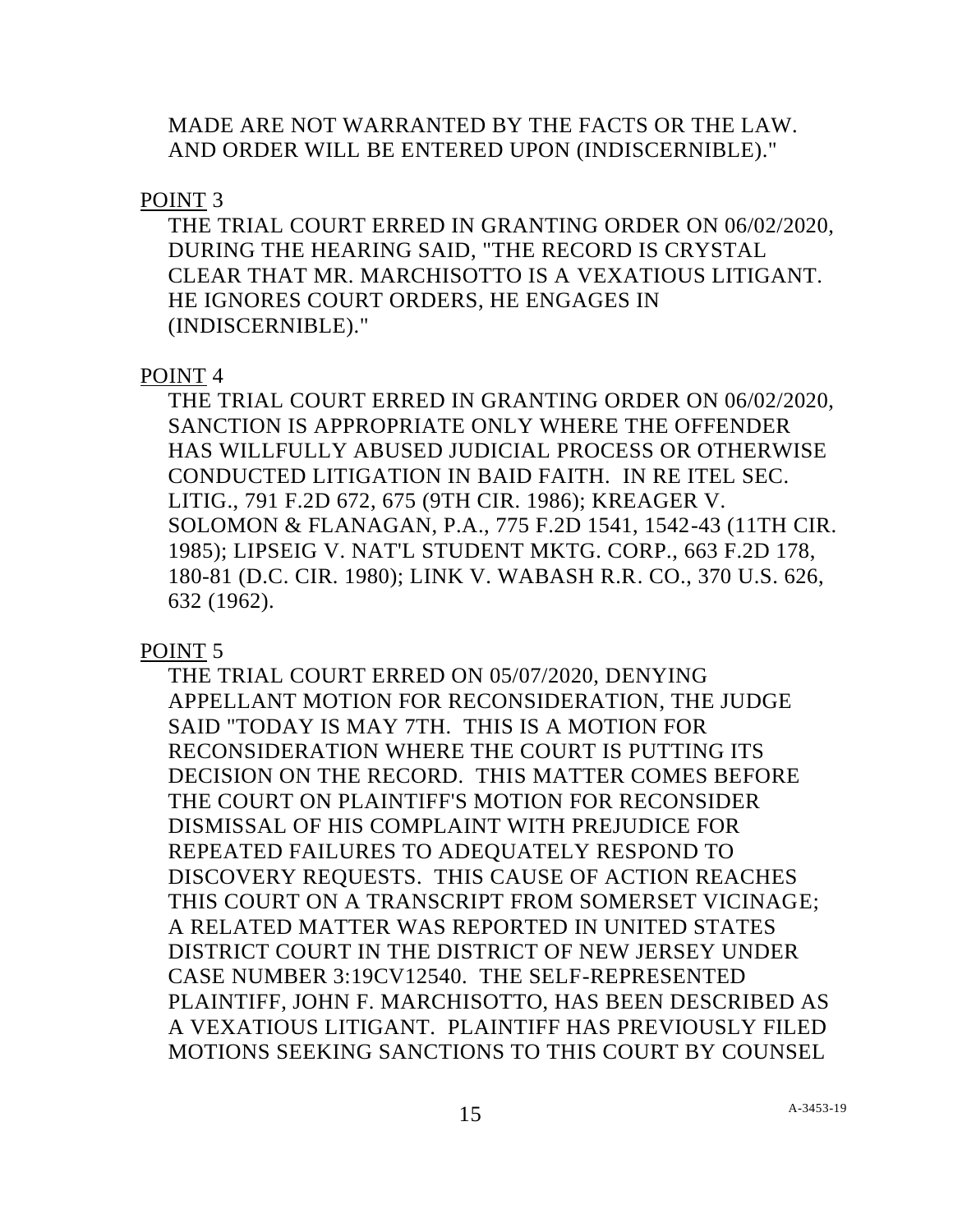MADE ARE NOT WARRANTED BY THE FACTS OR THE LAW. AND ORDER WILL BE ENTERED UPON (INDISCERNIBLE)."

<u>POINT</u> 3

THE TRIAL COURT ERRED IN GRANTING ORDER ON 06/02/2020, DURING THE HEARING SAID, "THE RECORD IS CRYSTAL CLEAR THAT MR. MARCHISOTTO IS A VEXATIOUS LITIGANT. HE IGNORES COURT ORDERS, HE ENGAGES IN (INDISCERNIBLE)."

<u>POINT</u> 4

THE TRIAL COURT ERRED IN GRANTING ORDER ON 06/02/2020, SANCTION IS APPROPRIATE ONLY WHERE THE OFFENDER HAS WILLFULLY ABUSED JUDICIAL PROCESS OR OTHERWISE CONDUCTED LITIGATION IN BAID FAITH. IN RE ITEL SEC. LITIG., 791 F.2D 672, 675 (9TH CIR. 1986); KREAGER V. SOLOMON & FLANAGAN, P.A., 775 F.2D 1541, 1542-43 (11TH CIR. 1985); LIPSEIG V. NAT'L STUDENT MKTG. CORP., 663 F.2D 178, 180-81 (D.C. CIR. 1980); LINK V. WABASH R.R. CO., 370 U.S. 626, 632 (1962).

<u>POINT</u> 5

THE TRIAL COURT ERRED ON 05/07/2020, DENYING APPELLANT MOTION FOR RECONSIDERATION, THE JUDGE SAID "TODAY IS MAY 7TH. THIS IS A MOTION FOR RECONSIDERATION WHERE THE COURT IS PUTTING ITS DECISION ON THE RECORD. THIS MATTER COMES BEFORE THE COURT ON PLAINTIFF'S MOTION FOR RECONSIDER DISMISSAL OF HIS COMPLAINT WITH PREJUDICE FOR REPEATED FAILURES TO ADEQUATELY RESPOND TO DISCOVERY REQUESTS. THIS CAUSE OF ACTION REACHES THIS COURT ON A TRANSCRIPT FROM SOMERSET VICINAGE; A RELATED MATTER WAS REPORTED IN UNITED STATES DISTRICT COURT IN THE DISTRICT OF NEW JERSEY UNDER CASE NUMBER 3:19CV12540. THE SELF-REPRESENTED PLAINTIFF, JOHN F. MARCHISOTTO, HAS BEEN DESCRIBED AS A VEXATIOUS LITIGANT. PLAINTIFF HAS PREVIOUSLY FILED MOTIONS SEEKING SANCTIONS TO THIS COURT BY COUNSEL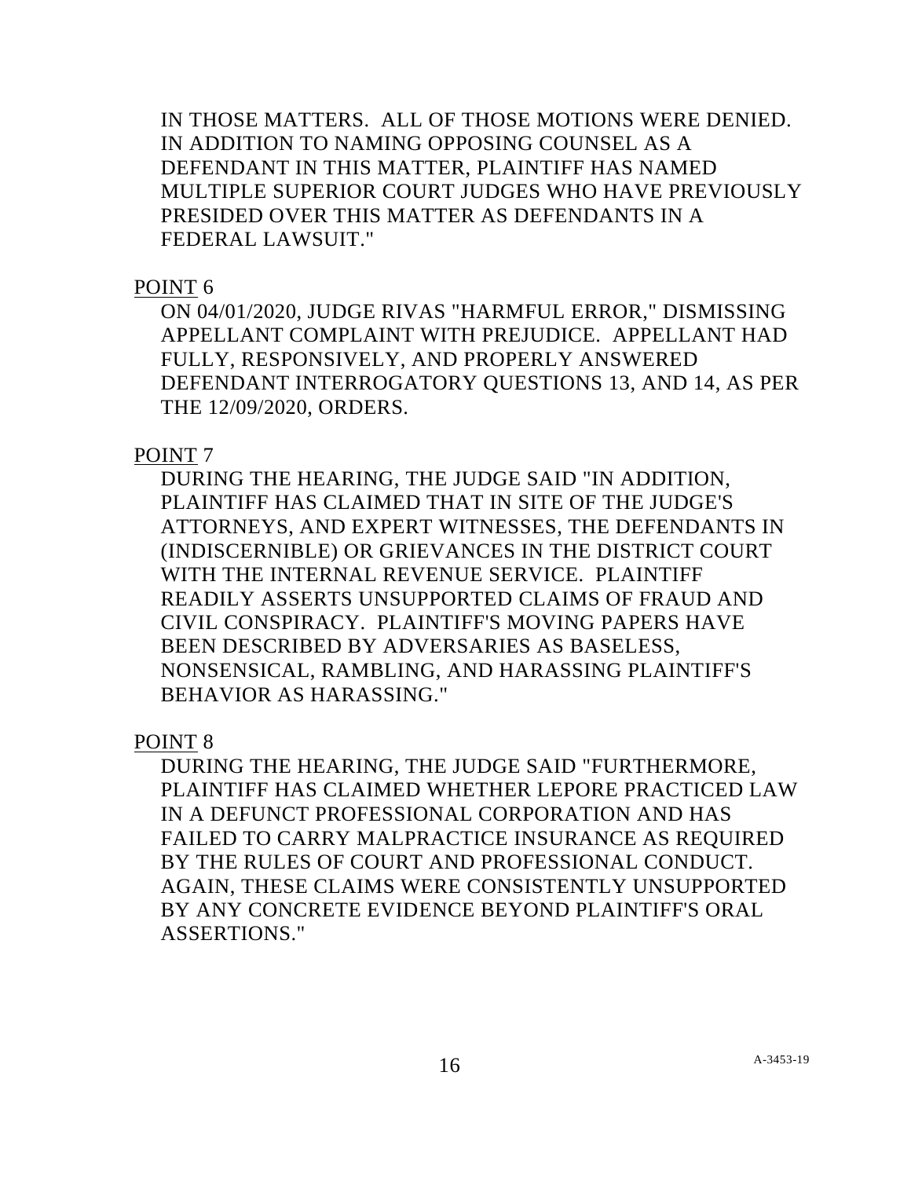IN THOSE MATTERS. ALL OF THOSE MOTIONS WERE DENIED. IN ADDITION TO NAMING OPPOSING COUNSEL AS A DEFENDANT IN THIS MATTER, PLAINTIFF HAS NAMED MULTIPLE SUPERIOR COURT JUDGES WHO HAVE PREVIOUSLY PRESIDED OVER THIS MATTER AS DEFENDANTS IN A FEDERAL LAWSUIT."

<u>POINT</u> 6

ON 04/01/2020, JUDGE RIVAS "HARMFUL ERROR," DISMISSING APPELLANT COMPLAINT WITH PREJUDICE. APPELLANT HAD FULLY, RESPONSIVELY, AND PROPERLY ANSWERED DEFENDANT INTERROGATORY QUESTIONS 13, AND 14, AS PER THE 12/09/2020, ORDERS.

<u>POINT</u> 7

DURING THE HEARING, THE JUDGE SAID "IN ADDITION, PLAINTIFF HAS CLAIMED THAT IN SITE OF THE JUDGE'S ATTORNEYS, AND EXPERT WITNESSES, THE DEFENDANTS IN (INDISCERNIBLE) OR GRIEVANCES IN THE DISTRICT COURT WITH THE INTERNAL REVENUE SERVICE. PLAINTIFF READILY ASSERTS UNSUPPORTED CLAIMS OF FRAUD AND CIVIL CONSPIRACY. PLAINTIFF'S MOVING PAPERS HAVE BEEN DESCRIBED BY ADVERSARIES AS BASELESS, NONSENSICAL, RAMBLING, AND HARASSING PLAINTIFF'S BEHAVIOR AS HARASSING."

<u>POINT</u> 8

DURING THE HEARING, THE JUDGE SAID "FURTHERMORE, PLAINTIFF HAS CLAIMED WHETHER LEPORE PRACTICED LAW IN A DEFUNCT PROFESSIONAL CORPORATION AND HAS FAILED TO CARRY MALPRACTICE INSURANCE AS REQUIRED BY THE RULES OF COURT AND PROFESSIONAL CONDUCT. AGAIN, THESE CLAIMS WERE CONSISTENTLY UNSUPPORTED BY ANY CONCRETE EVIDENCE BEYOND PLAINTIFF'S ORAL ASSERTIONS."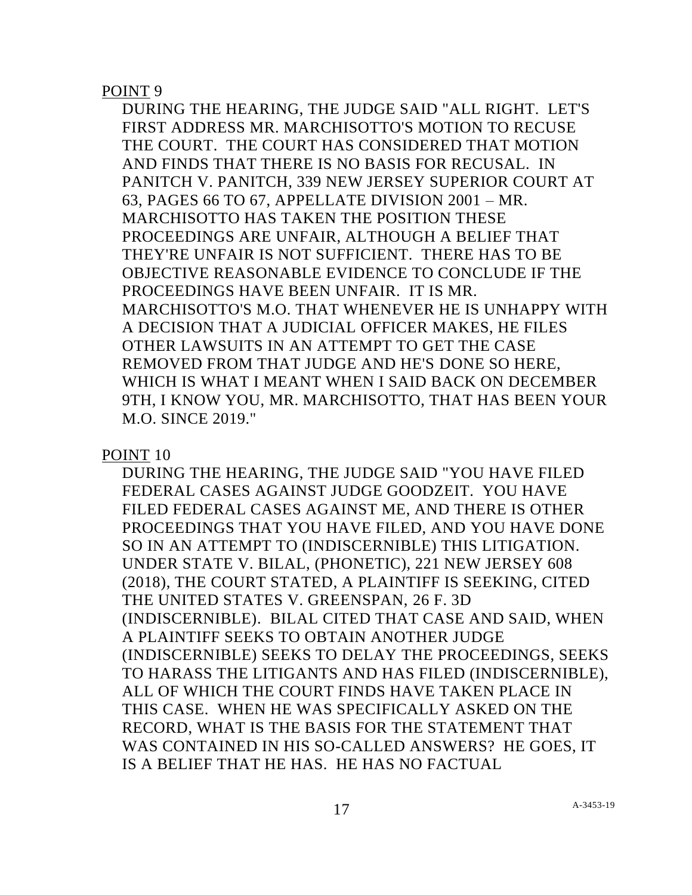<u>POINT</u> 9

DURING THE HEARING, THE JUDGE SAID "ALL RIGHT. LET'S FIRST ADDRESS MR. MARCHISOTTO'S MOTION TO RECUSE THE COURT. THE COURT HAS CONSIDERED THAT MOTION AND FINDS THAT THERE IS NO BASIS FOR RECUSAL. IN PANITCH V. PANITCH, 339 NEW JERSEY SUPERIOR COURT AT 63, PAGES 66 TO 67, APPELLATE DIVISION 2001 – MR. MARCHISOTTO HAS TAKEN THE POSITION THESE PROCEEDINGS ARE UNFAIR, ALTHOUGH A BELIEF THAT THEY'RE UNFAIR IS NOT SUFFICIENT. THERE HAS TO BE OBJECTIVE REASONABLE EVIDENCE TO CONCLUDE IF THE PROCEEDINGS HAVE BEEN UNFAIR. IT IS MR. MARCHISOTTO'S M.O. THAT WHENEVER HE IS UNHAPPY WITH A DECISION THAT A JUDICIAL OFFICER MAKES, HE FILES OTHER LAWSUITS IN AN ATTEMPT TO GET THE CASE REMOVED FROM THAT JUDGE AND HE'S DONE SO HERE, WHICH IS WHAT I MEANT WHEN I SAID BACK ON DECEMBER 9TH, I KNOW YOU, MR. MARCHISOTTO, THAT HAS BEEN YOUR M.O. SINCE 2019."

<u>POINT</u> 10

DURING THE HEARING, THE JUDGE SAID "YOU HAVE FILED FEDERAL CASES AGAINST JUDGE GOODZEIT. YOU HAVE FILED FEDERAL CASES AGAINST ME, AND THERE IS OTHER PROCEEDINGS THAT YOU HAVE FILED, AND YOU HAVE DONE SO IN AN ATTEMPT TO (INDISCERNIBLE) THIS LITIGATION. UNDER STATE V. BILAL, (PHONETIC), 221 NEW JERSEY 608 (2018), THE COURT STATED, A PLAINTIFF IS SEEKING, CITED THE UNITED STATES V. GREENSPAN, 26 F. 3D (INDISCERNIBLE). BILAL CITED THAT CASE AND SAID, WHEN A PLAINTIFF SEEKS TO OBTAIN ANOTHER JUDGE (INDISCERNIBLE) SEEKS TO DELAY THE PROCEEDINGS, SEEKS TO HARASS THE LITIGANTS AND HAS FILED (INDISCERNIBLE), ALL OF WHICH THE COURT FINDS HAVE TAKEN PLACE IN THIS CASE. WHEN HE WAS SPECIFICALLY ASKED ON THE RECORD, WHAT IS THE BASIS FOR THE STATEMENT THAT WAS CONTAINED IN HIS SO-CALLED ANSWERS? HE GOES, IT IS A BELIEF THAT HE HAS. HE HAS NO FACTUAL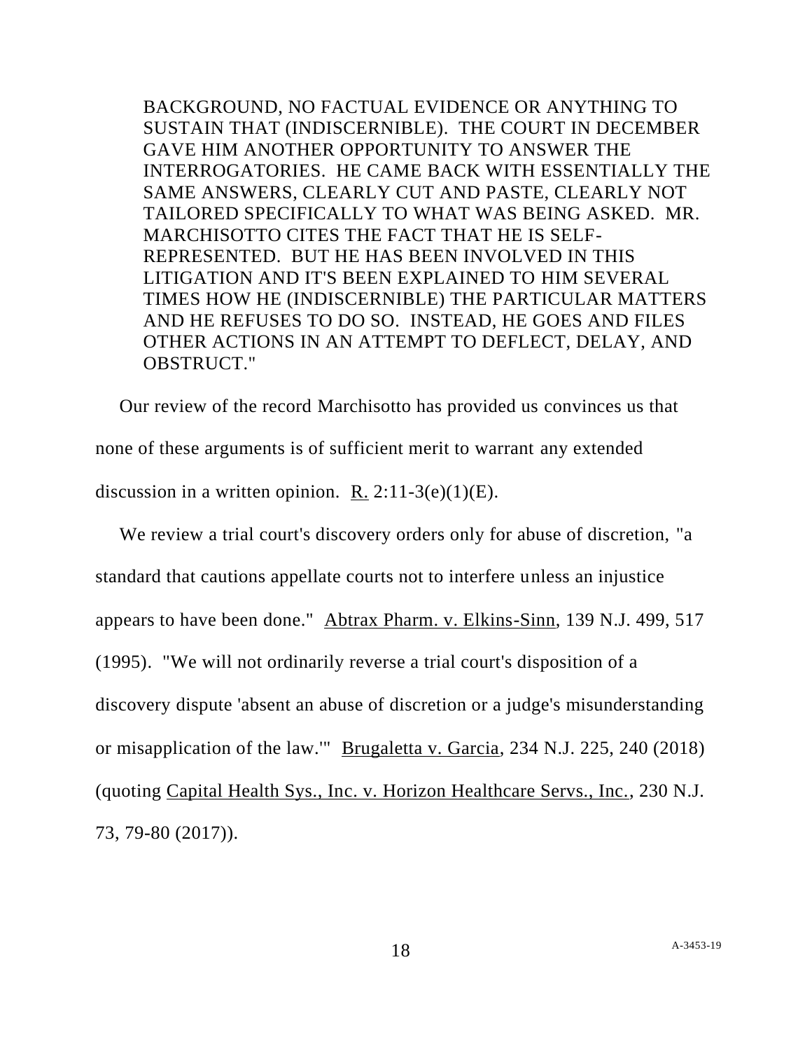> BACKGROUND, NO FACTUAL EVIDENCE OR ANYTHING TO SUSTAIN THAT (INDISCERNIBLE). THE COURT IN DECEMBER GAVE HIM ANOTHER OPPORTUNITY TO ANSWER THE INTERROGATORIES. HE CAME BACK WITH ESSENTIALLY THE SAME ANSWERS, CLEARLY CUT AND PASTE, CLEARLY NOT TAILORED SPECIFICALLY TO WHAT WAS BEING ASKED. MR. MARCHISOTTO CITES THE FACT THAT HE IS SELF-REPRESENTED. BUT HE HAS BEEN INVOLVED IN THIS LITIGATION AND IT'S BEEN EXPLAINED TO HIM SEVERAL TIMES HOW HE (INDISCERNIBLE) THE PARTICULAR MATTERS AND HE REFUSES TO DO SO. INSTEAD, HE GOES AND FILES OTHER ACTIONS IN AN ATTEMPT TO DEFLECT, DELAY, AND OBSTRUCT."

Our review of the record Marchisotto has provided us convinces us that none of these arguments is of sufficient merit to warrant any extended discussion in a written opinion. R. 2:11-3(e)(1)(E).

We review a trial court's discovery orders only for abuse of discretion, "a standard that cautions appellate courts not to interfere unless an injustice appears to have been done." Abtrax Pharm. v. Elkins-Sinn, 139 N.J. 499, 517 (1995). "We will not ordinarily reverse a trial court's disposition of a discovery dispute 'absent an abuse of discretion or a judge's misunderstanding or misapplication of the law.'" Brugaletta v. Garcia, 234 N.J. 225, 240 (2018) (quoting Capital Health Sys., Inc. v. Horizon Healthcare Servs., Inc., 230 N.J. 73, 79-80 (2017)).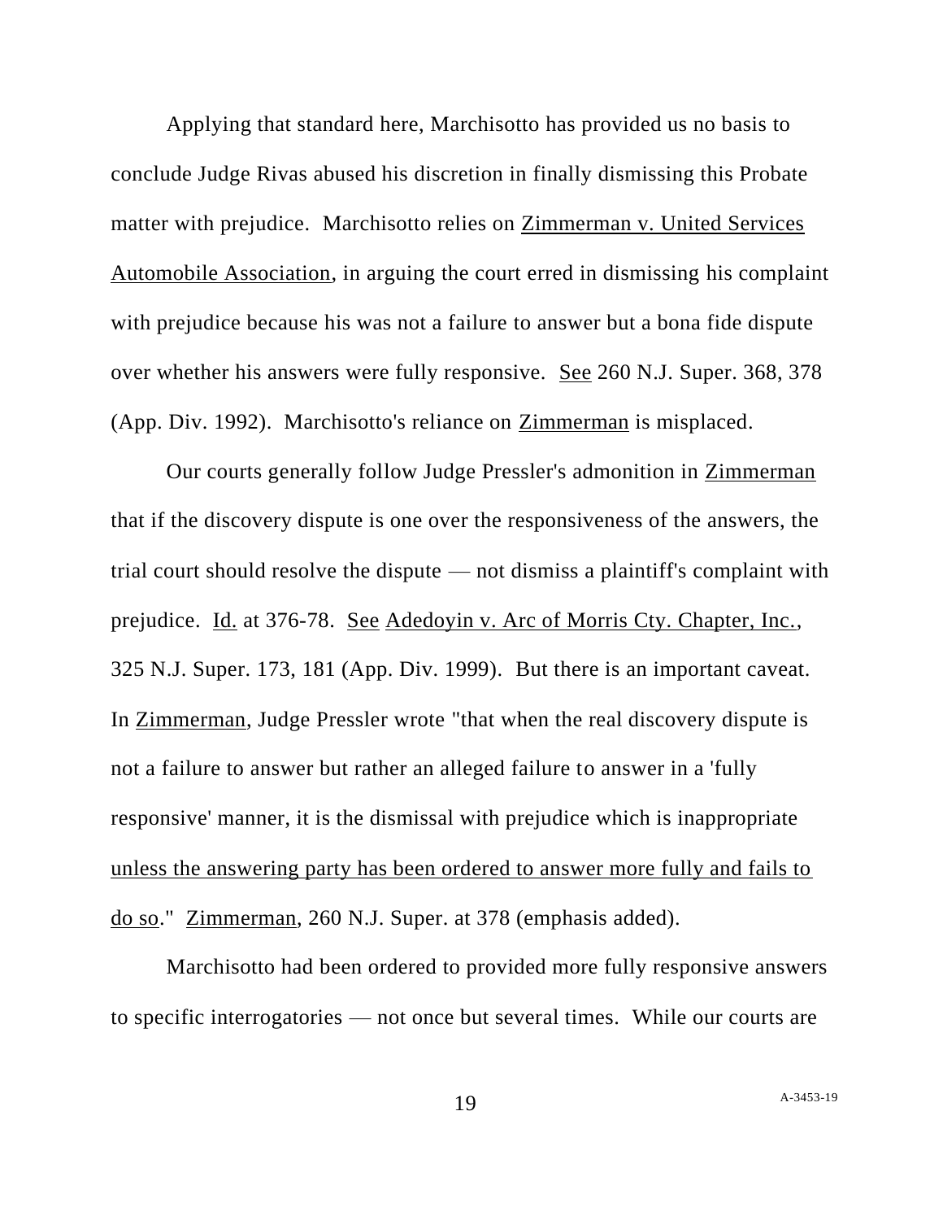Applying that standard here, Marchisotto has provided us no basis to conclude Judge Rivas abused his discretion in finally dismissing this Probate matter with prejudice. Marchisotto relies on Zimmerman v. United Services Automobile Association, in arguing the court erred in dismissing his complaint with prejudice because his was not a failure to answer but a bona fide dispute over whether his answers were fully responsive. See 260 N.J. Super. 368, 378 (App. Div. 1992). Marchisotto's reliance on Zimmerman is misplaced.

Our courts generally follow Judge Pressler's admonition in Zimmerman that if the discovery dispute is one over the responsiveness of the answers, the trial court should resolve the dispute — not dismiss a plaintiff's complaint with prejudice. Id. at 376-78. See Adedoyin v. Arc of Morris Cty. Chapter, Inc., 325 N.J. Super. 173, 181 (App. Div. 1999). But there is an important caveat. In Zimmerman, Judge Pressler wrote "that when the real discovery dispute is not a failure to answer but rather an alleged failure to answer in a 'fully responsive' manner, it is the dismissal with prejudice which is inappropriate unless the answering party has been ordered to answer more fully and fails to do so." Zimmerman, 260 N.J. Super. at 378 (emphasis added).

Marchisotto had been ordered to provided more fully responsive answers to specific interrogatories — not once but several times. While our courts are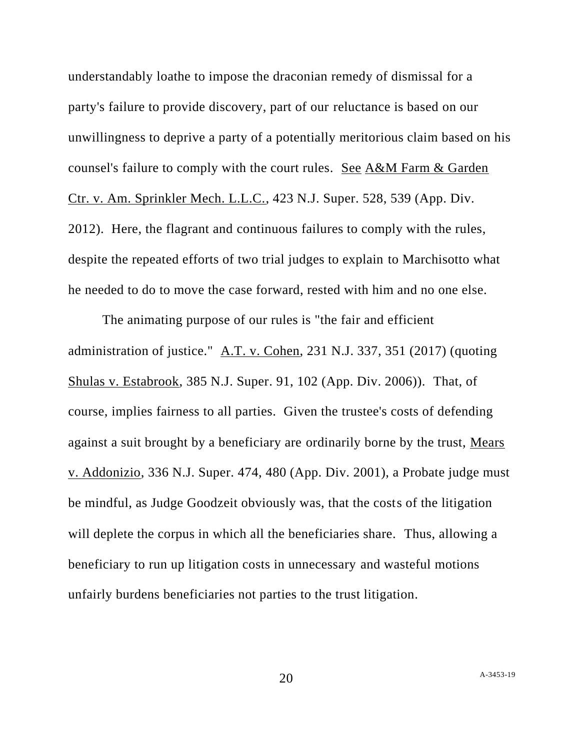understandably loathe to impose the draconian remedy of dismissal for a party's failure to provide discovery, part of our reluctance is based on our unwillingness to deprive a party of a potentially meritorious claim based on his counsel's failure to comply with the court rules. See A&M Farm & Garden Ctr. v. Am. Sprinkler Mech. L.L.C., 423 N.J. Super. 528, 539 (App. Div. 2012). Here, the flagrant and continuous failures to comply with the rules, despite the repeated efforts of two trial judges to explain to Marchisotto what he needed to do to move the case forward, rested with him and no one else.

The animating purpose of our rules is "the fair and efficient administration of justice." A.T. v. Cohen, 231 N.J. 337, 351 (2017) (quoting Shulas v. Estabrook, 385 N.J. Super. 91, 102 (App. Div. 2006)). That, of course, implies fairness to all parties. Given the trustee's costs of defending against a suit brought by a beneficiary are ordinarily borne by the trust, Mears v. Addonizio, 336 N.J. Super. 474, 480 (App. Div. 2001), a Probate judge must be mindful, as Judge Goodzeit obviously was, that the costs of the litigation will deplete the corpus in which all the beneficiaries share. Thus, allowing a beneficiary to run up litigation costs in unnecessary and wasteful motions unfairly burdens beneficiaries not parties to the trust litigation.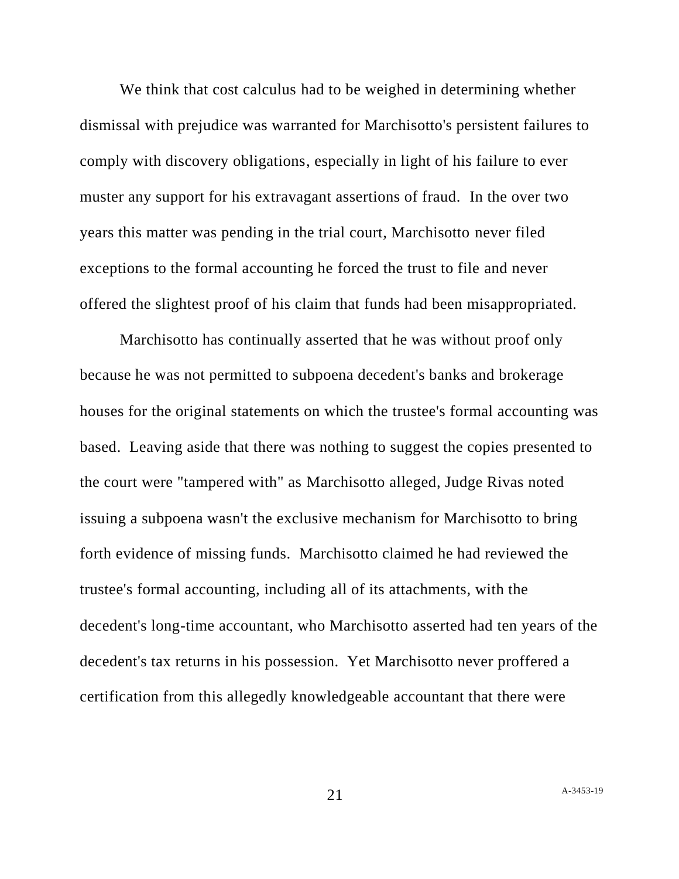We think that cost calculus had to be weighed in determining whether dismissal with prejudice was warranted for Marchisotto's persistent failures to comply with discovery obligations, especially in light of his failure to ever muster any support for his extravagant assertions of fraud. In the over two years this matter was pending in the trial court, Marchisotto never filed exceptions to the formal accounting he forced the trust to file and never offered the slightest proof of his claim that funds had been misappropriated.

Marchisotto has continually asserted that he was without proof only because he was not permitted to subpoena decedent's banks and brokerage houses for the original statements on which the trustee's formal accounting was based. Leaving aside that there was nothing to suggest the copies presented to the court were "tampered with" as Marchisotto alleged, Judge Rivas noted issuing a subpoena wasn't the exclusive mechanism for Marchisotto to bring forth evidence of missing funds. Marchisotto claimed he had reviewed the trustee's formal accounting, including all of its attachments, with the decedent's long-time accountant, who Marchisotto asserted had ten years of the decedent's tax returns in his possession. Yet Marchisotto never proffered a certification from this allegedly knowledgeable accountant that there were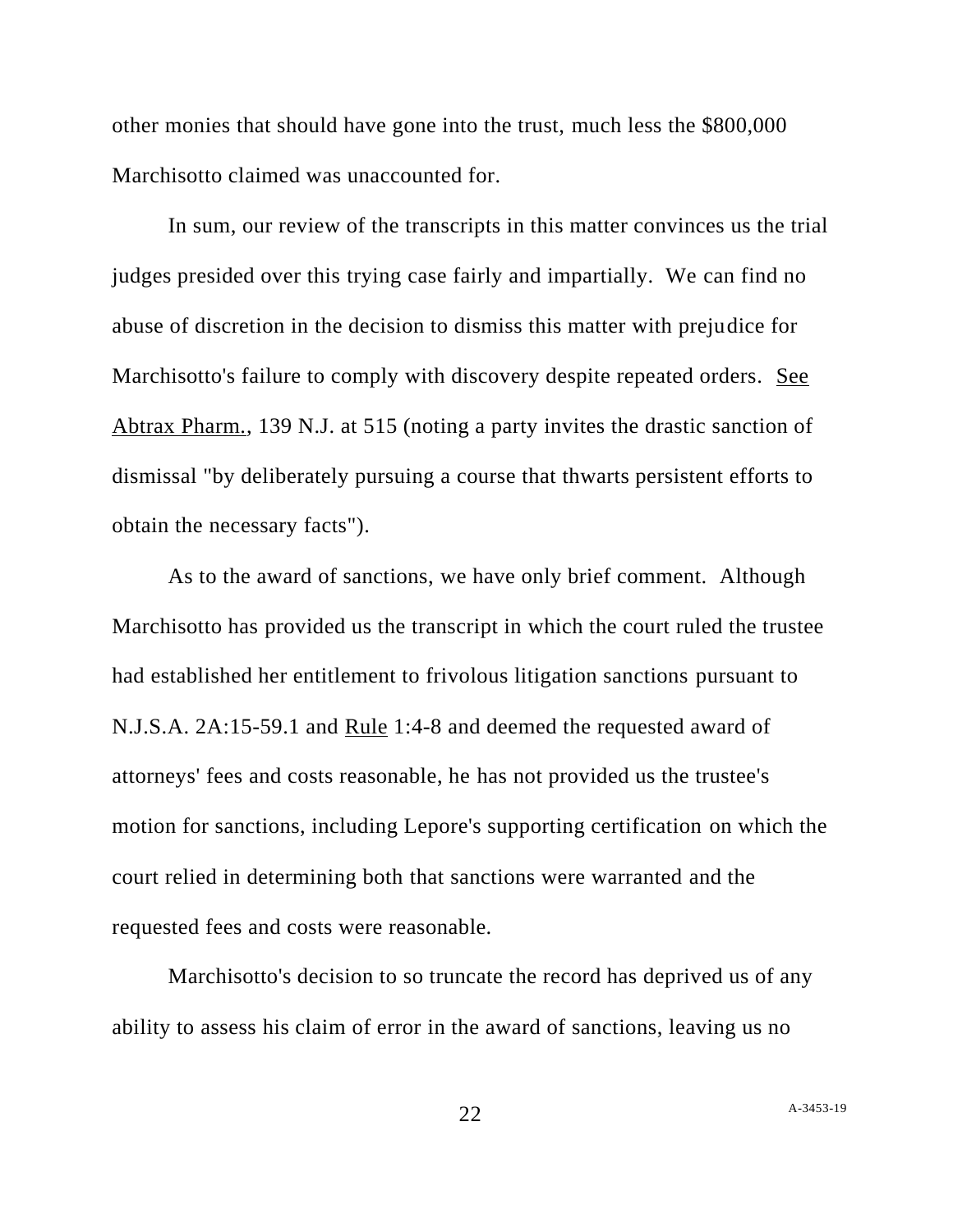other monies that should have gone into the trust, much less the $800,000 Marchisotto claimed was unaccounted for.

In sum, our review of the transcripts in this matter convinces us the trial judges presided over this trying case fairly and impartially. We can find no abuse of discretion in the decision to dismiss this matter with prejudice for Marchisotto's failure to comply with discovery despite repeated orders. See Abtrax Pharm., 139 N.J. at 515 (noting a party invites the drastic sanction of dismissal "by deliberately pursuing a course that thwarts persistent efforts to obtain the necessary facts").

As to the award of sanctions, we have only brief comment. Although Marchisotto has provided us the transcript in which the court ruled the trustee had established her entitlement to frivolous litigation sanctions pursuant to N.J.S.A. 2A:15-59.1 and Rule 1:4-8 and deemed the requested award of attorneys' fees and costs reasonable, he has not provided us the trustee's motion for sanctions, including Lepore's supporting certification on which the court relied in determining both that sanctions were warranted and the requested fees and costs were reasonable.

Marchisotto's decision to so truncate the record has deprived us of any ability to assess his claim of error in the award of sanctions, leaving us no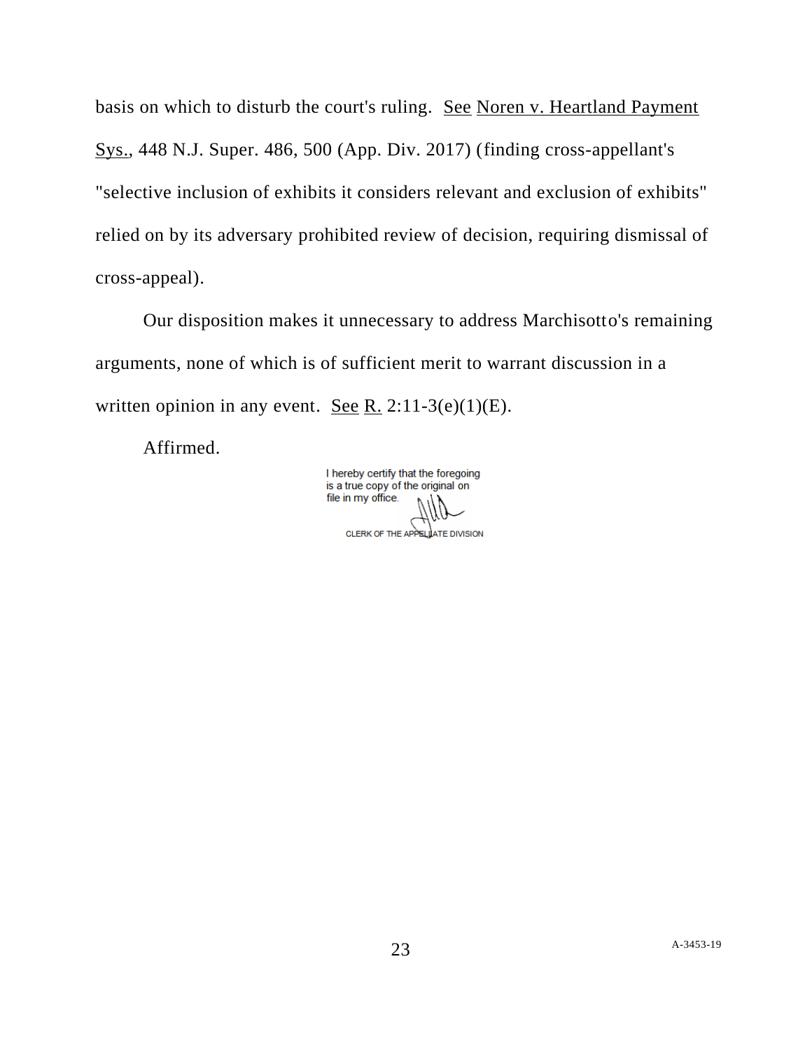basis on which to disturb the court's ruling. See Noren v. Heartland Payment Sys., 448 N.J. Super. 486, 500 (App. Div. 2017) (finding cross-appellant's "selective inclusion of exhibits it considers relevant and exclusion of exhibits" relied on by its adversary prohibited review of decision, requiring dismissal of cross-appeal).

Our disposition makes it unnecessary to address Marchisotto's remaining arguments, none of which is of sufficient merit to warrant discussion in a written opinion in any event. See R. 2:11-3(e)(1)(E).

Affirmed.

I hereby certify that the foregoing is a true copy of the original on file in my office.

CLERK OF THE APPELLATE DIVISION